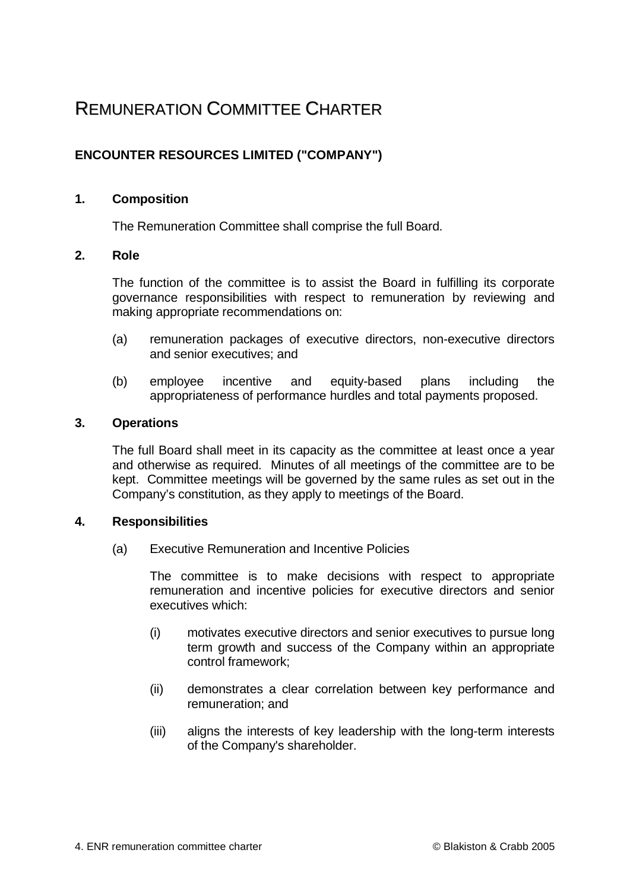# REMUNERATION COMMITTEE CHARTER

## ENCOUNTER RESOURCES LIMITED ("COMPANY")

### 1. Composition

The Remuneration Committee shall comprise the full Board.

### 2. Role

The function of the committee is to assist the Board in fulfilling its corporate governance responsibilities with respect to remuneration by reviewing and making appropriate recommendations on:

(a) remuneration packages of executive directors, non-executive directors and senior executives; and

(b) employee incentive and equity-based plans including the appropriateness of performance hurdles and total payments proposed.

### 3. Operations

The full Board shall meet in its capacity as the committee at least once a year and otherwise as required. Minutes of all meetings of the committee are to be kept. Committee meetings will be governed by the same rules as set out in the Company's constitution, as they apply to meetings of the Board.

### 4. Responsibilities

(a) Executive Remuneration and Incentive Policies

The committee is to make decisions with respect to appropriate remuneration and incentive policies for executive directors and senior executives which:

(i) motivates executive directors and senior executives to pursue long term growth and success of the Company within an appropriate control framework;

(ii) demonstrates a clear correlation between key performance and remuneration; and

(iii) aligns the interests of key leadership with the long-term interests of the Company's shareholder.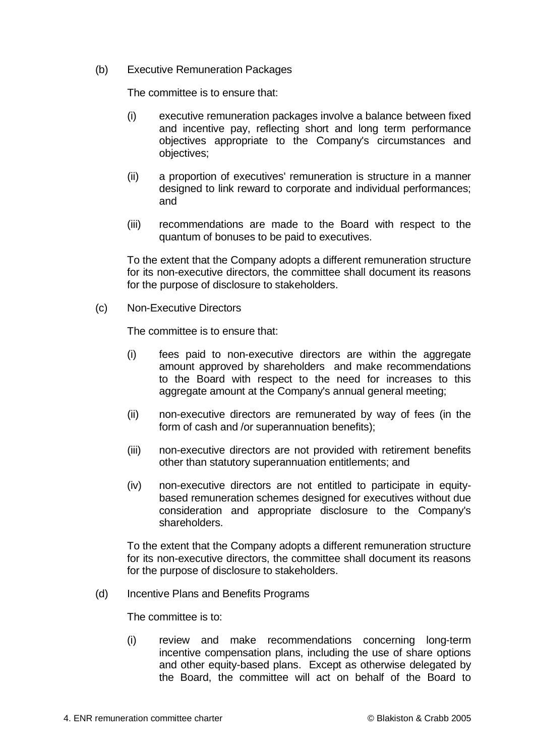(b) Executive Remuneration Packages

The committee is to ensure that:

(i) executive remuneration packages involve a balance between fixed and incentive pay, reflecting short and long term performance objectives appropriate to the Company's circumstances and objectives;

(ii) a proportion of executives' remuneration is structure in a manner designed to link reward to corporate and individual performances; and

(iii) recommendations are made to the Board with respect to the quantum of bonuses to be paid to executives.

To the extent that the Company adopts a different remuneration structure for its non-executive directors, the committee shall document its reasons for the purpose of disclosure to stakeholders.

(c) Non-Executive Directors

The committee is to ensure that:

(i) fees paid to non-executive directors are within the aggregate amount approved by shareholders and make recommendations to the Board with respect to the need for increases to this aggregate amount at the Company's annual general meeting;

(ii) non-executive directors are remunerated by way of fees (in the form of cash and /or superannuation benefits);

(iii) non-executive directors are not provided with retirement benefits other than statutory superannuation entitlements; and

(iv) non-executive directors are not entitled to participate in equity-based remuneration schemes designed for executives without due consideration and appropriate disclosure to the Company's shareholders.

To the extent that the Company adopts a different remuneration structure for its non-executive directors, the committee shall document its reasons for the purpose of disclosure to stakeholders.

(d) Incentive Plans and Benefits Programs

The committee is to:

(i) review and make recommendations concerning long-term incentive compensation plans, including the use of share options and other equity-based plans. Except as otherwise delegated by the Board, the committee will act on behalf of the Board to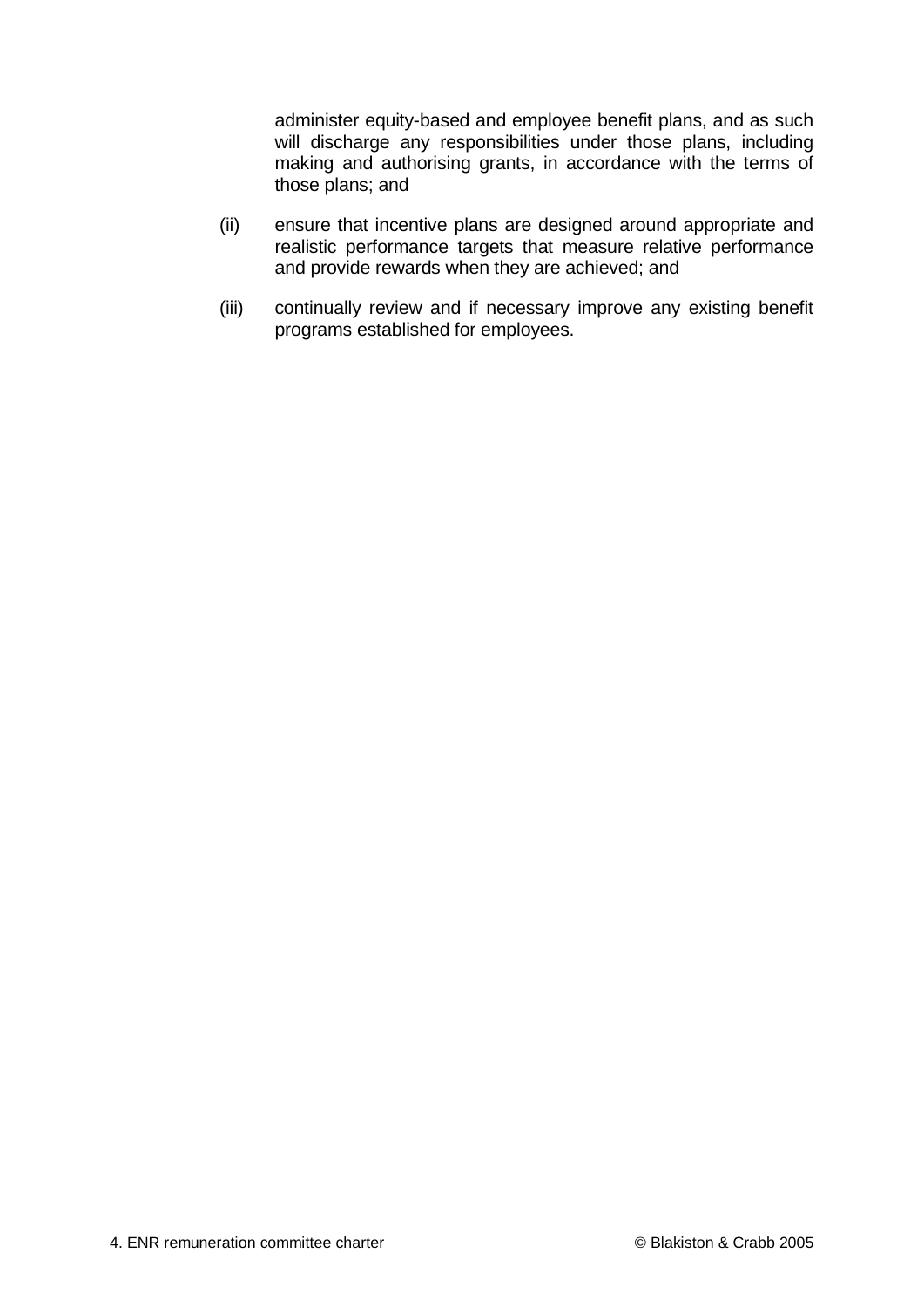administer equity-based and employee benefit plans, and as such will discharge any responsibilities under those plans, including making and authorising grants, in accordance with the terms of those plans; and

(ii) ensure that incentive plans are designed around appropriate and realistic performance targets that measure relative performance and provide rewards when they are achieved; and

(iii) continually review and if necessary improve any existing benefit programs established for employees.